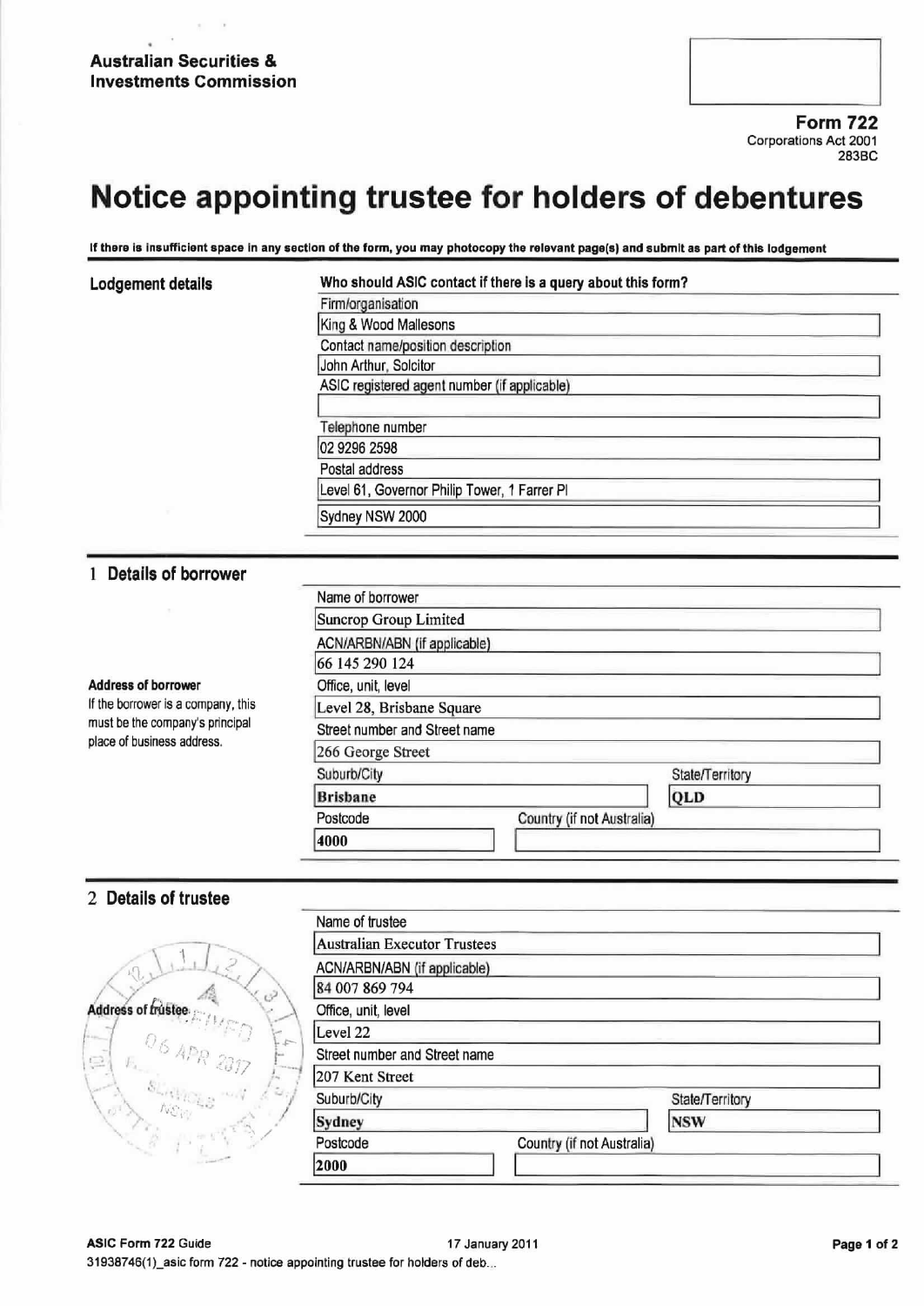**Australian Securities & Investments Commission**

**Form 722**
Corporations Act 2001
283BC

# Notice appointing trustee for holders of debentures

**If there is insufficient space in any section of the form, you may photocopy the relevant page(s) and submit as part of this lodgement**

## Lodgement details

**Who should ASIC contact if there is a query about this form?**

Firm/organisation
King & Wood Mallesons

Contact name/position description
John Arthur, Solcitor

ASIC registered agent number (if applicable)

Telephone number
02 9296 2598

Postal address
Level 61, Governor Philip Tower, 1 Farrer Pl
Sydney NSW 2000

## 1 Details of borrower

Name of borrower
Suncrop Group Limited

ACN/ARBN/ABN (if applicable)
66 145 290 124

**Address of borrower**
If the borrower is a company, this must be the company's principal place of business address.

Office, unit, level
Level 28, Brisbane Square

Street number and Street name
266 George Street

Suburb/City
Brisbane

State/Territory
QLD

Postcode
4000

Country (if not Australia)

## 2 Details of trustee

Name of trustee
Australian Executor Trustees

ACN/ARBN/ABN (if applicable)
84 007 869 794

**Address of trustee**

Office, unit, level
Level 22

Street number and Street name
207 Kent Street

Suburb/City
Sydney

State/Territory
NSW

Postcode
2000

Country (if not Australia)

ASIC Form 722 Guide 17 January 2011
31938746(1)_asic form 722 - notice appointing trustee for holders of deb...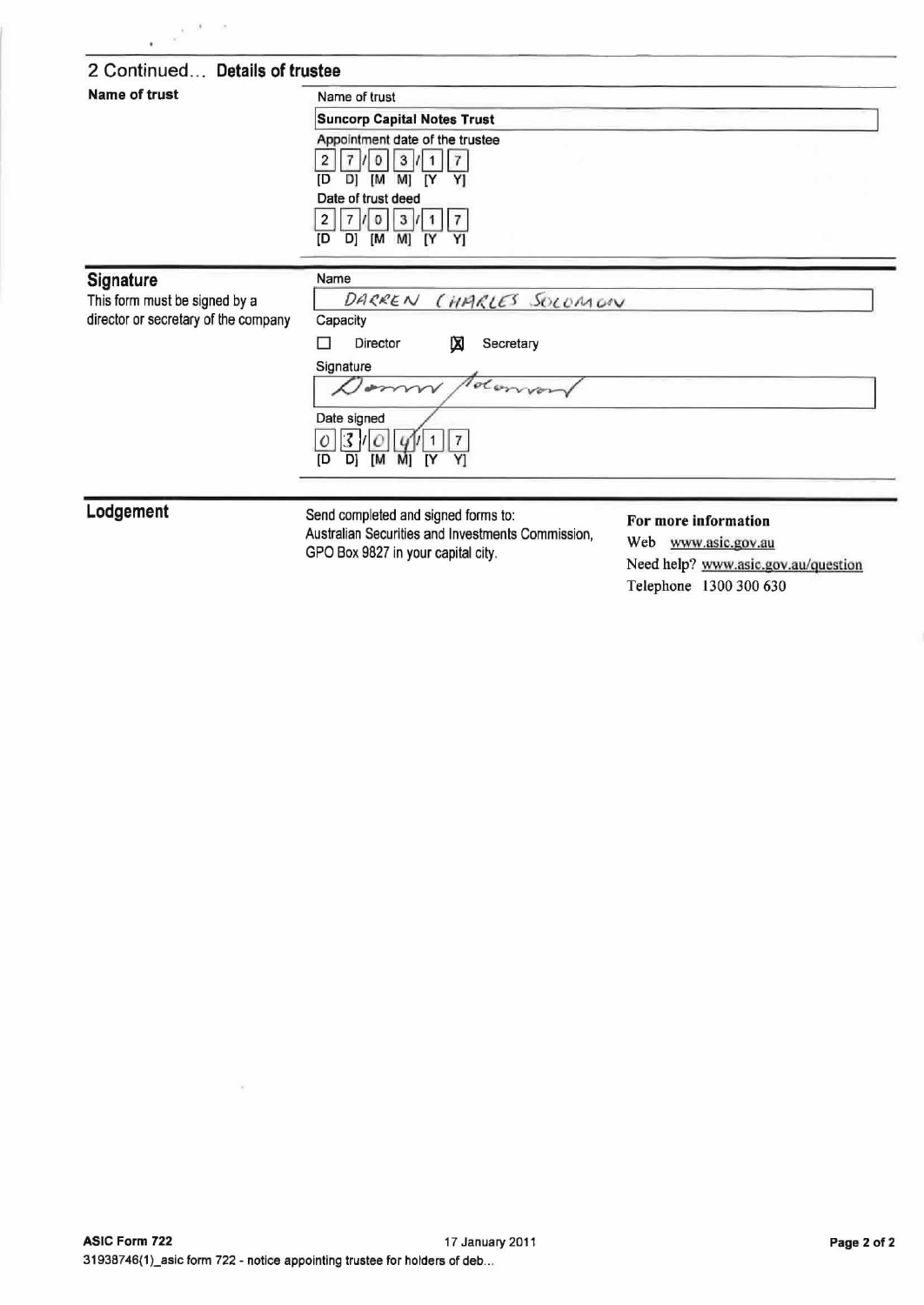## 2 Continued... Details of trustee

**Name of trust**

Name of trust

**Suncorp Capital Notes Trust**

Appointment date of the trustee

27/03/17
[D D] [M M] [Y Y]

Date of trust deed

27/03/17
[D D] [M M] [Y Y]

## Signature

This form must be signed by a director or secretary of the company

Name

DARREN CHARLES SOLOMON

Capacity

☐ Director ☒ Secretary

Signature

[Signature]

Date signed

03/04/17
[D D] [M M] [Y Y]

## Lodgement

Send completed and signed forms to:
Australian Securities and Investments Commission,
GPO Box 9827 in your capital city.

**For more information**

Web www.asic.gov.au

Need help? www.asic.gov.au/question

Telephone 1300 300 630

**ASIC Form 722** 17 January 2011

31938746(1)_asic form 722 - notice appointing trustee for holders of deb...